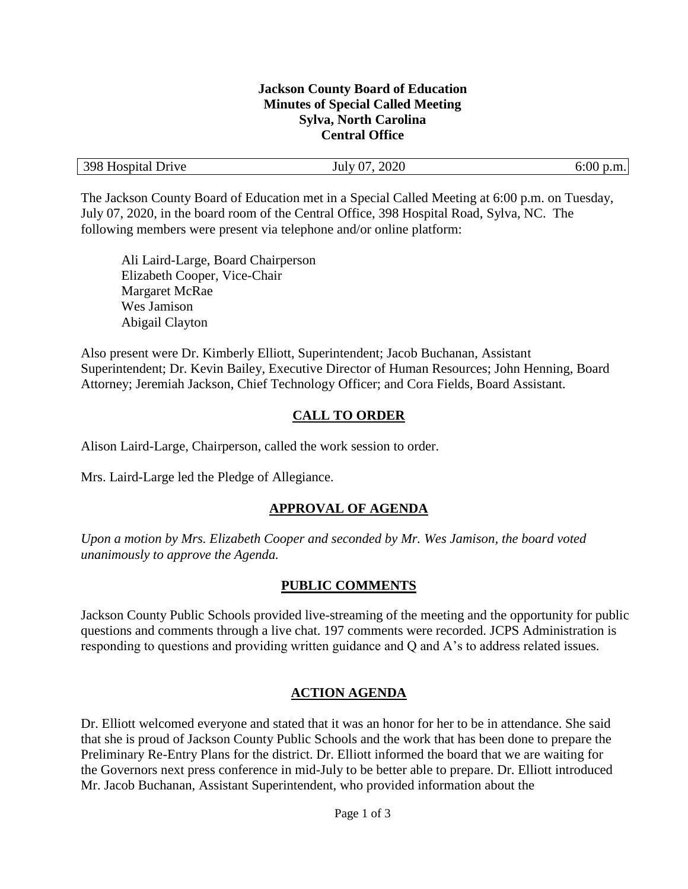**Jackson County Board of Education**
**Minutes of Special Called Meeting**
**Sylva, North Carolina**
**Central Office**

| 398 Hospital Drive | July 07, 2020 | 6:00 p.m. |
|---|---|---|

The Jackson County Board of Education met in a Special Called Meeting at 6:00 p.m. on Tuesday, July 07, 2020, in the board room of the Central Office, 398 Hospital Road, Sylva, NC. The following members were present via telephone and/or online platform:

Ali Laird-Large, Board Chairperson
Elizabeth Cooper, Vice-Chair
Margaret McRae
Wes Jamison
Abigail Clayton

Also present were Dr. Kimberly Elliott, Superintendent; Jacob Buchanan, Assistant Superintendent; Dr. Kevin Bailey, Executive Director of Human Resources; John Henning, Board Attorney; Jeremiah Jackson, Chief Technology Officer; and Cora Fields, Board Assistant.

## CALL TO ORDER

Alison Laird-Large, Chairperson, called the work session to order.

Mrs. Laird-Large led the Pledge of Allegiance.

## APPROVAL OF AGENDA

*Upon a motion by Mrs. Elizabeth Cooper and seconded by Mr. Wes Jamison, the board voted unanimously to approve the Agenda.*

## PUBLIC COMMENTS

Jackson County Public Schools provided live-streaming of the meeting and the opportunity for public questions and comments through a live chat. 197 comments were recorded. JCPS Administration is responding to questions and providing written guidance and Q and A's to address related issues.

## ACTION AGENDA

Dr. Elliott welcomed everyone and stated that it was an honor for her to be in attendance. She said that she is proud of Jackson County Public Schools and the work that has been done to prepare the Preliminary Re-Entry Plans for the district. Dr. Elliott informed the board that we are waiting for the Governors next press conference in mid-July to be better able to prepare. Dr. Elliott introduced Mr. Jacob Buchanan, Assistant Superintendent, who provided information about the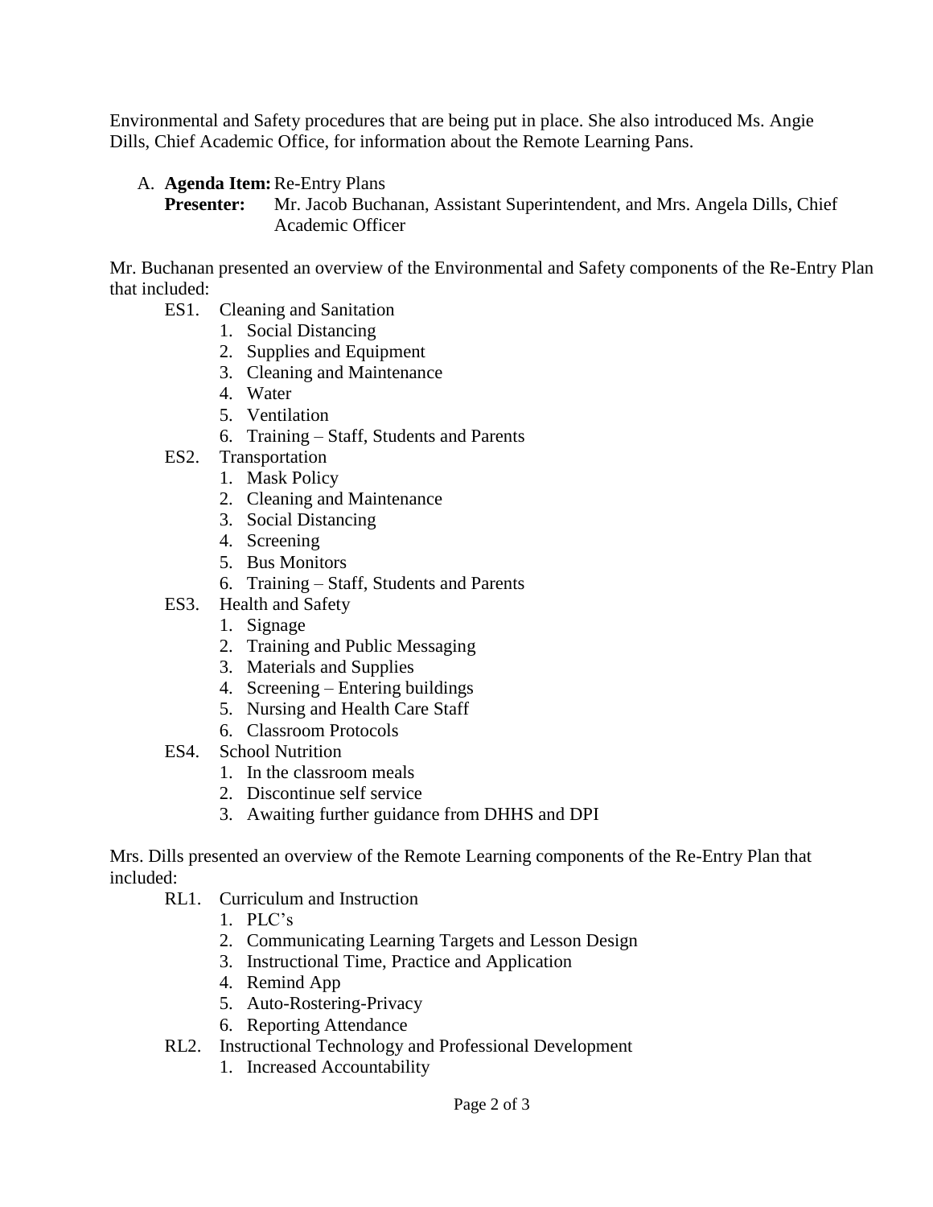Environmental and Safety procedures that are being put in place. She also introduced Ms. Angie Dills, Chief Academic Office, for information about the Remote Learning Pans.

A. **Agenda Item:** Re-Entry Plans
   **Presenter:** Mr. Jacob Buchanan, Assistant Superintendent, and Mrs. Angela Dills, Chief Academic Officer

Mr. Buchanan presented an overview of the Environmental and Safety components of the Re-Entry Plan that included:

- ES1. Cleaning and Sanitation
  1. Social Distancing
  2. Supplies and Equipment
  3. Cleaning and Maintenance
  4. Water
  5. Ventilation
  6. Training – Staff, Students and Parents
- ES2. Transportation
  1. Mask Policy
  2. Cleaning and Maintenance
  3. Social Distancing
  4. Screening
  5. Bus Monitors
  6. Training – Staff, Students and Parents
- ES3. Health and Safety
  1. Signage
  2. Training and Public Messaging
  3. Materials and Supplies
  4. Screening – Entering buildings
  5. Nursing and Health Care Staff
  6. Classroom Protocols
- ES4. School Nutrition
  1. In the classroom meals
  2. Discontinue self service
  3. Awaiting further guidance from DHHS and DPI

Mrs. Dills presented an overview of the Remote Learning components of the Re-Entry Plan that included:

- RL1. Curriculum and Instruction
  1. PLC's
  2. Communicating Learning Targets and Lesson Design
  3. Instructional Time, Practice and Application
  4. Remind App
  5. Auto-Rostering-Privacy
  6. Reporting Attendance
- RL2. Instructional Technology and Professional Development
  1. Increased Accountability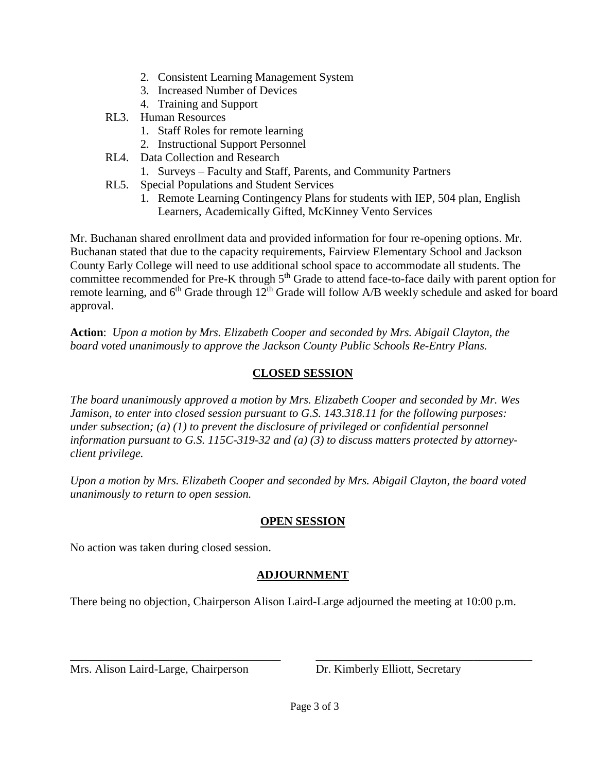2. Consistent Learning Management System
   3. Increased Number of Devices
   4. Training and Support
- RL3. Human Resources
   1. Staff Roles for remote learning
   2. Instructional Support Personnel
- RL4. Data Collection and Research
   1. Surveys – Faculty and Staff, Parents, and Community Partners
- RL5. Special Populations and Student Services
   1. Remote Learning Contingency Plans for students with IEP, 504 plan, English Learners, Academically Gifted, McKinney Vento Services

Mr. Buchanan shared enrollment data and provided information for four re-opening options. Mr. Buchanan stated that due to the capacity requirements, Fairview Elementary School and Jackson County Early College will need to use additional school space to accommodate all students. The committee recommended for Pre-K through 5th Grade to attend face-to-face daily with parent option for remote learning, and 6th Grade through 12th Grade will follow A/B weekly schedule and asked for board approval.

**Action**: *Upon a motion by Mrs. Elizabeth Cooper and seconded by Mrs. Abigail Clayton, the board voted unanimously to approve the Jackson County Public Schools Re-Entry Plans.*

## CLOSED SESSION

*The board unanimously approved a motion by Mrs. Elizabeth Cooper and seconded by Mr. Wes Jamison, to enter into closed session pursuant to G.S. 143.318.11 for the following purposes: under subsection; (a) (1) to prevent the disclosure of privileged or confidential personnel information pursuant to G.S. 115C-319-32 and (a) (3) to discuss matters protected by attorney-client privilege.*

*Upon a motion by Mrs. Elizabeth Cooper and seconded by Mrs. Abigail Clayton, the board voted unanimously to return to open session.*

## OPEN SESSION

No action was taken during closed session.

## ADJOURNMENT

There being no objection, Chairperson Alison Laird-Large adjourned the meeting at 10:00 p.m.

\_\_\_\_\_\_\_\_\_\_\_\_\_\_\_\_\_\_\_\_\_\_\_\_\_\_\_\_\_\_\_\_\_\_\_\_
Mrs. Alison Laird-Large, Chairperson

\_\_\_\_\_\_\_\_\_\_\_\_\_\_\_\_\_\_\_\_\_\_\_\_\_\_\_\_\_\_\_\_\_\_\_\_
Dr. Kimberly Elliott, Secretary